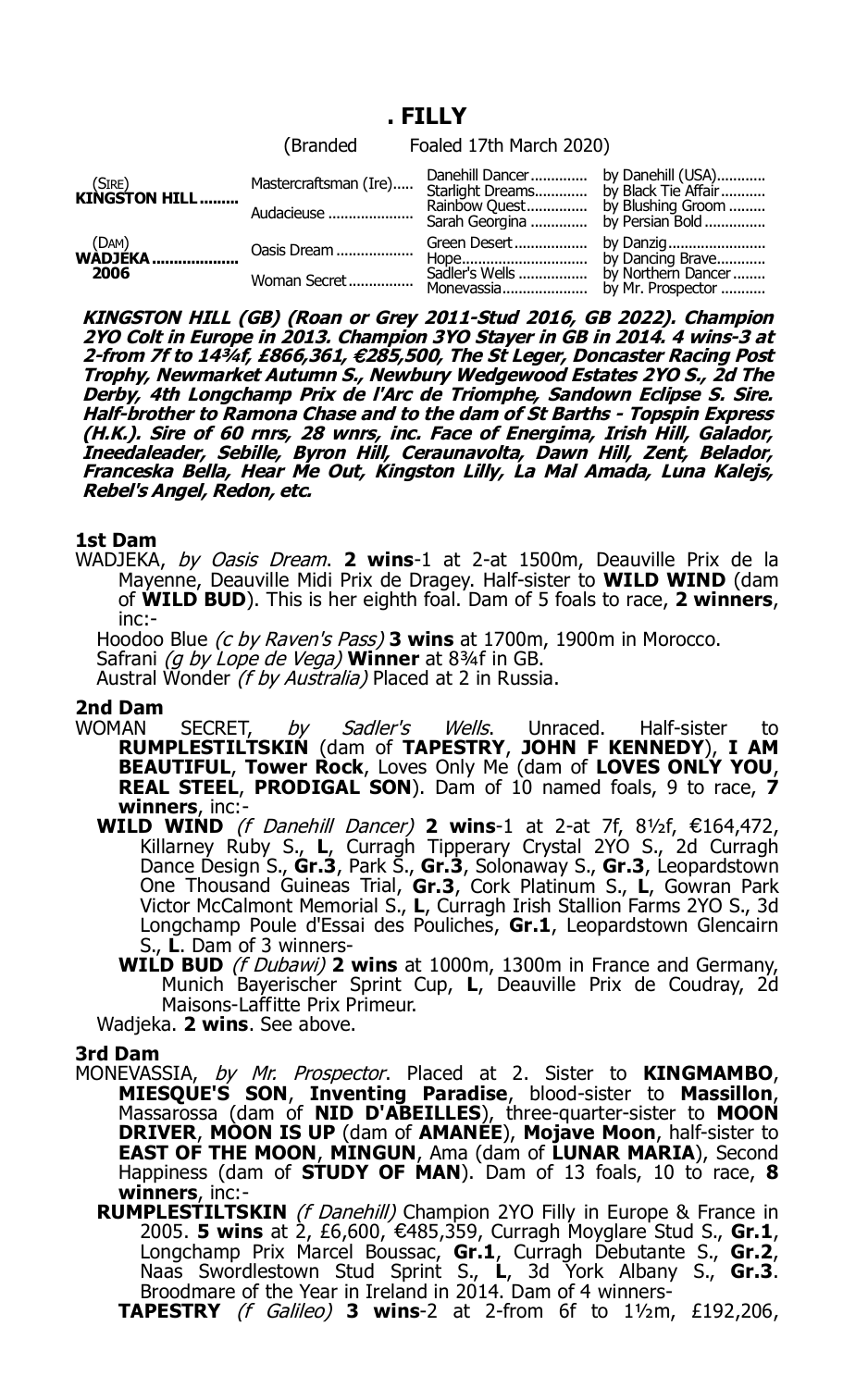## . FILLY

(Branded Foaled 17th March 2020)

| | | | |
|---|---|---|---|
| (SIRE) **KINGSTON HILL** ......... | Mastercraftsman (Ire)..... | Danehill Dancer.............. | by Danehill (USA)............ |
| | | Starlight Dreams............. | by Black Tie Affair........... |
| | Audacieuse ..................... | Rainbow Quest............... | by Blushing Groom ......... |
| | | Sarah Georgina .............. | by Persian Bold ............... |
| (DAM) **WADJEKA** .................. **2006** | Oasis Dream ................... | Green Desert .................. | by Danzig......................... |
| | | Hope............................... | by Dancing Brave............ |
| | Woman Secret ................ | Sadler's Wells ................. | by Northern Dancer ........ |
| | | Monevassia..................... | by Mr. Prospector ........... |

***KINGSTON HILL (GB) (Roan or Grey 2011-Stud 2016, GB 2022). Champion 2YO Colt in Europe in 2013. Champion 3YO Stayer in GB in 2014. 4 wins-3 at 2-from 7f to 14¾f, £866,361, €285,500, The St Leger, Doncaster Racing Post Trophy, Newmarket Autumn S., Newbury Wedgewood Estates 2YO S., 2d The Derby, 4th Longchamp Prix de l'Arc de Triomphe, Sandown Eclipse S. Sire. Half-brother to Ramona Chase and to the dam of St Barths - Topspin Express (H.K.). Sire of 60 rnrs, 28 wnrs, inc. Face of Energima, Irish Hill, Galador, Ineedaleader, Sebille, Byron Hill, Ceraunavolta, Dawn Hill, Zent, Belador, Franceska Bella, Hear Me Out, Kingston Lilly, La Mal Amada, Luna Kalejs, Rebel's Angel, Redon, etc.***

### 1st Dam

WADJEKA, *by Oasis Dream*. **2 wins**-1 at 2-at 1500m, Deauville Prix de la Mayenne, Deauville Midi Prix de Dragey. Half-sister to **WILD WIND** (dam of **WILD BUD**). This is her eighth foal. Dam of 5 foals to race, **2 winners**, inc:-

Hoodoo Blue *(c by Raven's Pass)* **3 wins** at 1700m, 1900m in Morocco.
Safrani *(g by Lope de Vega)* **Winner** at 8¾f in GB.
Austral Wonder *(f by Australia)* Placed at 2 in Russia.

### 2nd Dam

WOMAN SECRET, *by Sadler's Wells*. Unraced. Half-sister to **RUMPLESTILTSKIN** (dam of **TAPESTRY**, **JOHN F KENNEDY**), **I AM BEAUTIFUL**, **Tower Rock**, Loves Only Me (dam of **LOVES ONLY YOU**, **REAL STEEL**, **PRODIGAL SON**). Dam of 10 named foals, 9 to race, **7 winners**, inc:-

**WILD WIND** *(f Danehill Dancer)* **2 wins**-1 at 2-at 7f, 8½f, €164,472, Killarney Ruby S., **L**, Curragh Tipperary Crystal 2YO S., 2d Curragh Dance Design S., **Gr.3**, Park S., **Gr.3**, Solonaway S., **Gr.3**, Leopardstown One Thousand Guineas Trial, **Gr.3**, Cork Platinum S., **L**, Gowran Park Victor McCalmont Memorial S., **L**, Curragh Irish Stallion Farms 2YO S., 3d Longchamp Poule d'Essai des Pouliches, **Gr.1**, Leopardstown Glencairn S., **L**. Dam of 3 winners-

**WILD BUD** *(f Dubawi)* **2 wins** at 1000m, 1300m in France and Germany, Munich Bayerischer Sprint Cup, **L**, Deauville Prix de Coudray, 2d Maisons-Laffitte Prix Primeur.

Wadjeka. **2 wins**. See above.

### 3rd Dam

MONEVASSIA, *by Mr. Prospector*. Placed at 2. Sister to **KINGMAMBO**, **MIESQUE'S SON**, **Inventing Paradise**, blood-sister to **Massillon**, Massarossa (dam of **NID D'ABEILLES**), three-quarter-sister to **MOON DRIVER**, **MOON IS UP** (dam of **AMANEE**), **Mojave Moon**, half-sister to **EAST OF THE MOON**, **MINGUN**, Ama (dam of **LUNAR MARIA**), Second Happiness (dam of **STUDY OF MAN**). Dam of 13 foals, 10 to race, **8 winners**, inc:-

**RUMPLESTILTSKIN** *(f Danehill)* Champion 2YO Filly in Europe & France in 2005. **5 wins** at 2, £6,600, €485,359, Curragh Moyglare Stud S., **Gr.1**, Longchamp Prix Marcel Boussac, **Gr.1**, Curragh Debutante S., **Gr.2**, Naas Swordlestown Stud Sprint S., **L**, 3d York Albany S., **Gr.3**. Broodmare of the Year in Ireland in 2014. Dam of 4 winners-

**TAPESTRY** *(f Galileo)* **3 wins**-2 at 2-from 6f to 1½m, £192,206,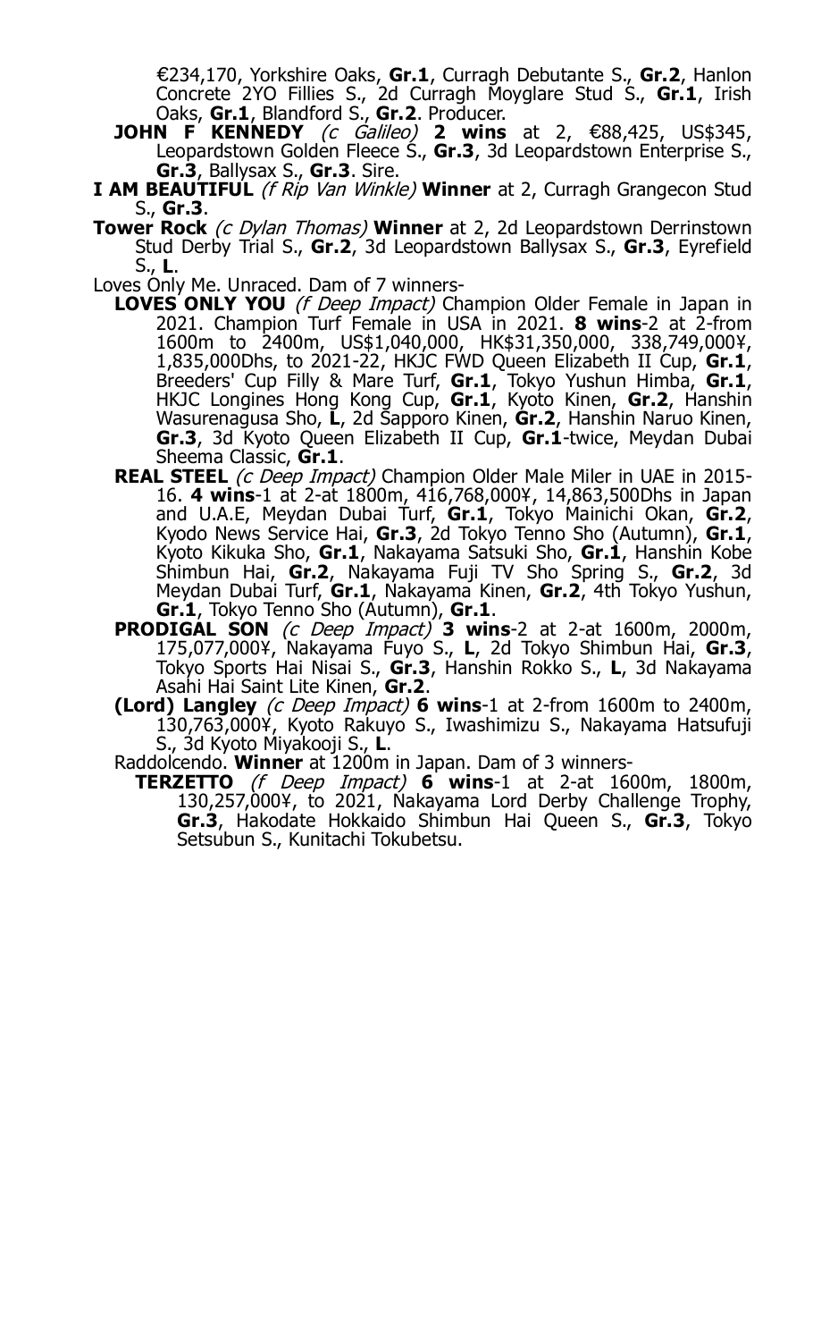€234,170, Yorkshire Oaks, **Gr.1**, Curragh Debutante S., **Gr.2**, Hanlon Concrete 2YO Fillies S., 2d Curragh Moyglare Stud S., **Gr.1**, Irish Oaks, **Gr.1**, Blandford S., **Gr.2**. Producer.

**JOHN F KENNEDY** *(c Galileo)* **2 wins** at 2, €88,425, US$345, Leopardstown Golden Fleece S., **Gr.3**, 3d Leopardstown Enterprise S., **Gr.3**, Ballysax S., **Gr.3**. Sire.

**I AM BEAUTIFUL** *(f Rip Van Winkle)* **Winner** at 2, Curragh Grangecon Stud S., **Gr.3**.

**Tower Rock** *(c Dylan Thomas)* **Winner** at 2, 2d Leopardstown Derrinstown Stud Derby Trial S., **Gr.2**, 3d Leopardstown Ballysax S., **Gr.3**, Eyrefield S., **L**.

Loves Only Me. Unraced. Dam of 7 winners-

**LOVES ONLY YOU** *(f Deep Impact)* Champion Older Female in Japan in 2021. Champion Turf Female in USA in 2021. **8 wins**-2 at 2-from 1600m to 2400m, US$1,040,000, HK$31,350,000, 338,749,000¥, 1,835,000Dhs, to 2021-22, HKJC FWD Queen Elizabeth II Cup, **Gr.1**, Breeders' Cup Filly & Mare Turf, **Gr.1**, Tokyo Yushun Himba, **Gr.1**, HKJC Longines Hong Kong Cup, **Gr.1**, Kyoto Kinen, **Gr.2**, Hanshin Wasurenagusa Sho, **L**, 2d Sapporo Kinen, **Gr.2**, Hanshin Naruo Kinen, **Gr.3**, 3d Kyoto Queen Elizabeth II Cup, **Gr.1**-twice, Meydan Dubai Sheema Classic, **Gr.1**.

**REAL STEEL** *(c Deep Impact)* Champion Older Male Miler in UAE in 2015-16. **4 wins**-1 at 2-at 1800m, 416,768,000¥, 14,863,500Dhs in Japan and U.A.E, Meydan Dubai Turf, **Gr.1**, Tokyo Mainichi Okan, **Gr.2**, Kyodo News Service Hai, **Gr.3**, 2d Tokyo Tenno Sho (Autumn), **Gr.1**, Kyoto Kikuka Sho, **Gr.1**, Nakayama Satsuki Sho, **Gr.1**, Hanshin Kobe Shimbun Hai, **Gr.2**, Nakayama Fuji TV Sho Spring S., **Gr.2**, 3d Meydan Dubai Turf, **Gr.1**, Nakayama Kinen, **Gr.2**, 4th Tokyo Yushun, **Gr.1**, Tokyo Tenno Sho (Autumn), **Gr.1**.

**PRODIGAL SON** *(c Deep Impact)* **3 wins**-2 at 2-at 1600m, 2000m, 175,077,000¥, Nakayama Fuyo S., **L**, 2d Tokyo Shimbun Hai, **Gr.3**, Tokyo Sports Hai Nisai S., **Gr.3**, Hanshin Rokko S., **L**, 3d Nakayama Asahi Hai Saint Lite Kinen, **Gr.2**.

**(Lord) Langley** *(c Deep Impact)* **6 wins**-1 at 2-from 1600m to 2400m, 130,763,000¥, Kyoto Rakuyo S., Iwashimizu S., Nakayama Hatsufuji S., 3d Kyoto Miyakooji S., **L**.

Raddolcendo. **Winner** at 1200m in Japan. Dam of 3 winners-

**TERZETTO** *(f Deep Impact)* **6 wins**-1 at 2-at 1600m, 1800m, 130,257,000¥, to 2021, Nakayama Lord Derby Challenge Trophy, **Gr.3**, Hakodate Hokkaido Shimbun Hai Queen S., **Gr.3**, Tokyo Setsubun S., Kunitachi Tokubetsu.